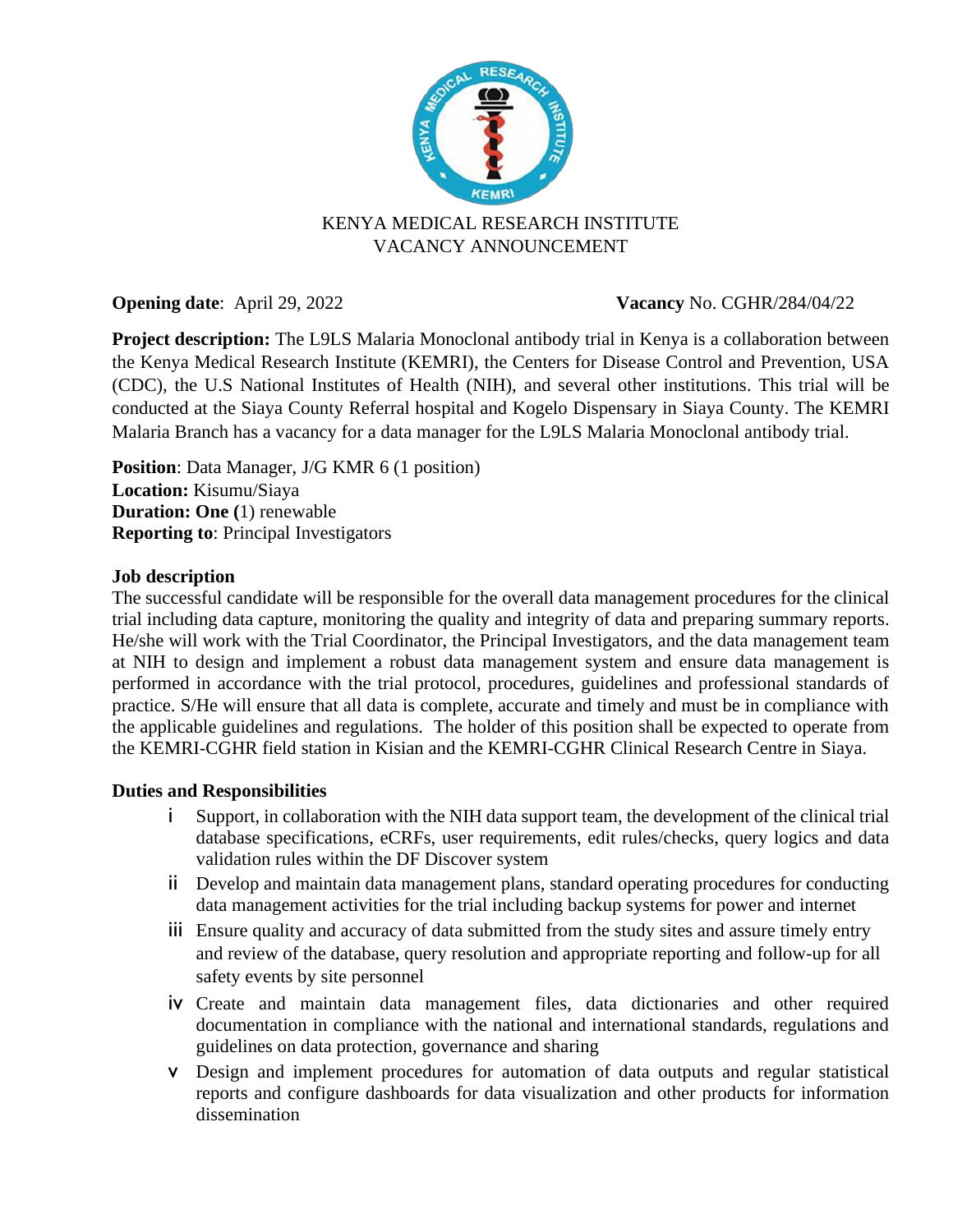# KENYA MEDICAL RESEARCH INSTITUTE
## VACANCY ANNOUNCEMENT

**Opening date**: April 29, 2022 **Vacancy** No. CGHR/284/04/22

**Project description:** The L9LS Malaria Monoclonal antibody trial in Kenya is a collaboration between the Kenya Medical Research Institute (KEMRI), the Centers for Disease Control and Prevention, USA (CDC), the U.S National Institutes of Health (NIH), and several other institutions. This trial will be conducted at the Siaya County Referral hospital and Kogelo Dispensary in Siaya County. The KEMRI Malaria Branch has a vacancy for a data manager for the L9LS Malaria Monoclonal antibody trial.

**Position**: Data Manager, J/G KMR 6 (1 position)
**Location:** Kisumu/Siaya
**Duration: One (**1) renewable
**Reporting to**: Principal Investigators

**Job description**

The successful candidate will be responsible for the overall data management procedures for the clinical trial including data capture, monitoring the quality and integrity of data and preparing summary reports. He/she will work with the Trial Coordinator, the Principal Investigators, and the data management team at NIH to design and implement a robust data management system and ensure data management is performed in accordance with the trial protocol, procedures, guidelines and professional standards of practice. S/He will ensure that all data is complete, accurate and timely and must be in compliance with the applicable guidelines and regulations. The holder of this position shall be expected to operate from the KEMRI-CGHR field station in Kisian and the KEMRI-CGHR Clinical Research Centre in Siaya.

**Duties and Responsibilities**

i. Support, in collaboration with the NIH data support team, the development of the clinical trial database specifications, eCRFs, user requirements, edit rules/checks, query logics and data validation rules within the DF Discover system
ii. Develop and maintain data management plans, standard operating procedures for conducting data management activities for the trial including backup systems for power and internet
iii. Ensure quality and accuracy of data submitted from the study sites and assure timely entry and review of the database, query resolution and appropriate reporting and follow-up for all safety events by site personnel
iv. Create and maintain data management files, data dictionaries and other required documentation in compliance with the national and international standards, regulations and guidelines on data protection, governance and sharing
v. Design and implement procedures for automation of data outputs and regular statistical reports and configure dashboards for data visualization and other products for information dissemination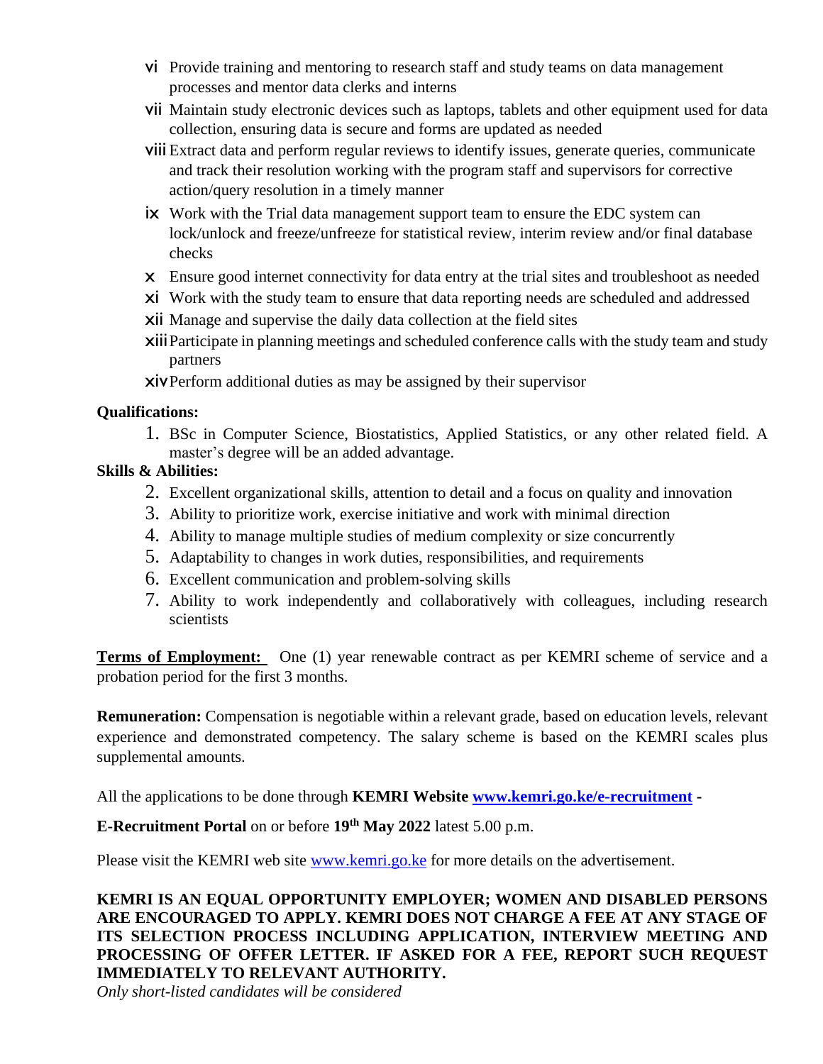vi Provide training and mentoring to research staff and study teams on data management processes and mentor data clerks and interns

vii Maintain study electronic devices such as laptops, tablets and other equipment used for data collection, ensuring data is secure and forms are updated as needed

viii Extract data and perform regular reviews to identify issues, generate queries, communicate and track their resolution working with the program staff and supervisors for corrective action/query resolution in a timely manner

ix Work with the Trial data management support team to ensure the EDC system can lock/unlock and freeze/unfreeze for statistical review, interim review and/or final database checks

x Ensure good internet connectivity for data entry at the trial sites and troubleshoot as needed

xi Work with the study team to ensure that data reporting needs are scheduled and addressed

xii Manage and supervise the daily data collection at the field sites

xiii Participate in planning meetings and scheduled conference calls with the study team and study partners

xiv Perform additional duties as may be assigned by their supervisor

**Qualifications:**

1. BSc in Computer Science, Biostatistics, Applied Statistics, or any other related field. A master's degree will be an added advantage.

**Skills & Abilities:**

2. Excellent organizational skills, attention to detail and a focus on quality and innovation
3. Ability to prioritize work, exercise initiative and work with minimal direction
4. Ability to manage multiple studies of medium complexity or size concurrently
5. Adaptability to changes in work duties, responsibilities, and requirements
6. Excellent communication and problem-solving skills
7. Ability to work independently and collaboratively with colleagues, including research scientists

**Terms of Employment:** One (1) year renewable contract as per KEMRI scheme of service and a probation period for the first 3 months.

**Remuneration:** Compensation is negotiable within a relevant grade, based on education levels, relevant experience and demonstrated competency. The salary scheme is based on the KEMRI scales plus supplemental amounts.

All the applications to be done through **KEMRI Website [www.kemri.go.ke/e-recruitment](www.kemri.go.ke/e-recruitment) -**

**E-Recruitment Portal** on or before **19th May 2022** latest 5.00 p.m.

Please visit the KEMRI web site [www.kemri.go.ke](www.kemri.go.ke) for more details on the advertisement.

**KEMRI IS AN EQUAL OPPORTUNITY EMPLOYER; WOMEN AND DISABLED PERSONS ARE ENCOURAGED TO APPLY. KEMRI DOES NOT CHARGE A FEE AT ANY STAGE OF ITS SELECTION PROCESS INCLUDING APPLICATION, INTERVIEW MEETING AND PROCESSING OF OFFER LETTER. IF ASKED FOR A FEE, REPORT SUCH REQUEST IMMEDIATELY TO RELEVANT AUTHORITY.**

*Only short-listed candidates will be considered*